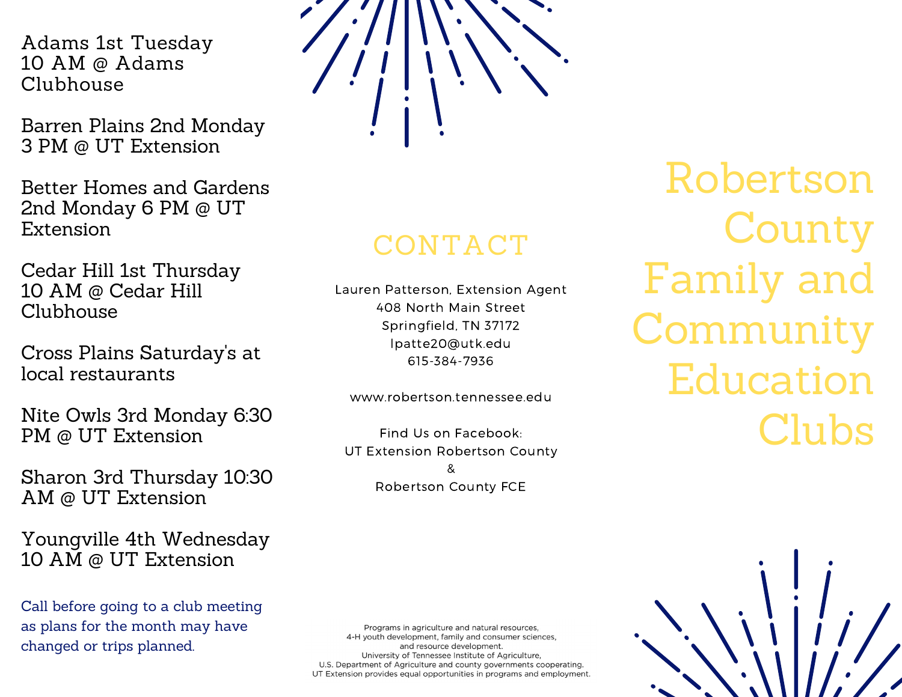Adams 1st Tuesday 10 AM @ Adams Clubhouse

Barren Plains 2nd Monday 3 PM @ UT Extension

Better Homes and Gardens 2nd Monday 6 PM @ UT Extension

Cedar Hill 1st Thursday 10 AM @ Cedar Hill Clubhouse

Cross Plains Saturday's at local restaurants

Nite Owls 3rd Monday 6:30 PM @ UT Extension

Sharon 3rd Thursday 10:30 AM @ UT Extension

Youngville 4th Wednesday 10 AM @ UT Extension

Call before going to a club meeting as plans for the month may have changed or trips planned.

## CONTACT

Lauren Patterson, Extension Agent
408 North Main Street
Springfield, TN 37172
lpatte20@utk.edu
615-384-7936

www.robertson.tennessee.edu

Find Us on Facebook:
UT Extension Robertson County
&
Robertson County FCE

Programs in agriculture and natural resources, 4-H youth development, family and consumer sciences, and resource development. University of Tennessee Institute of Agriculture, U.S. Department of Agriculture and county governments cooperating. UT Extension provides equal opportunities in programs and employment.

# Robertson County Family and Community Education Clubs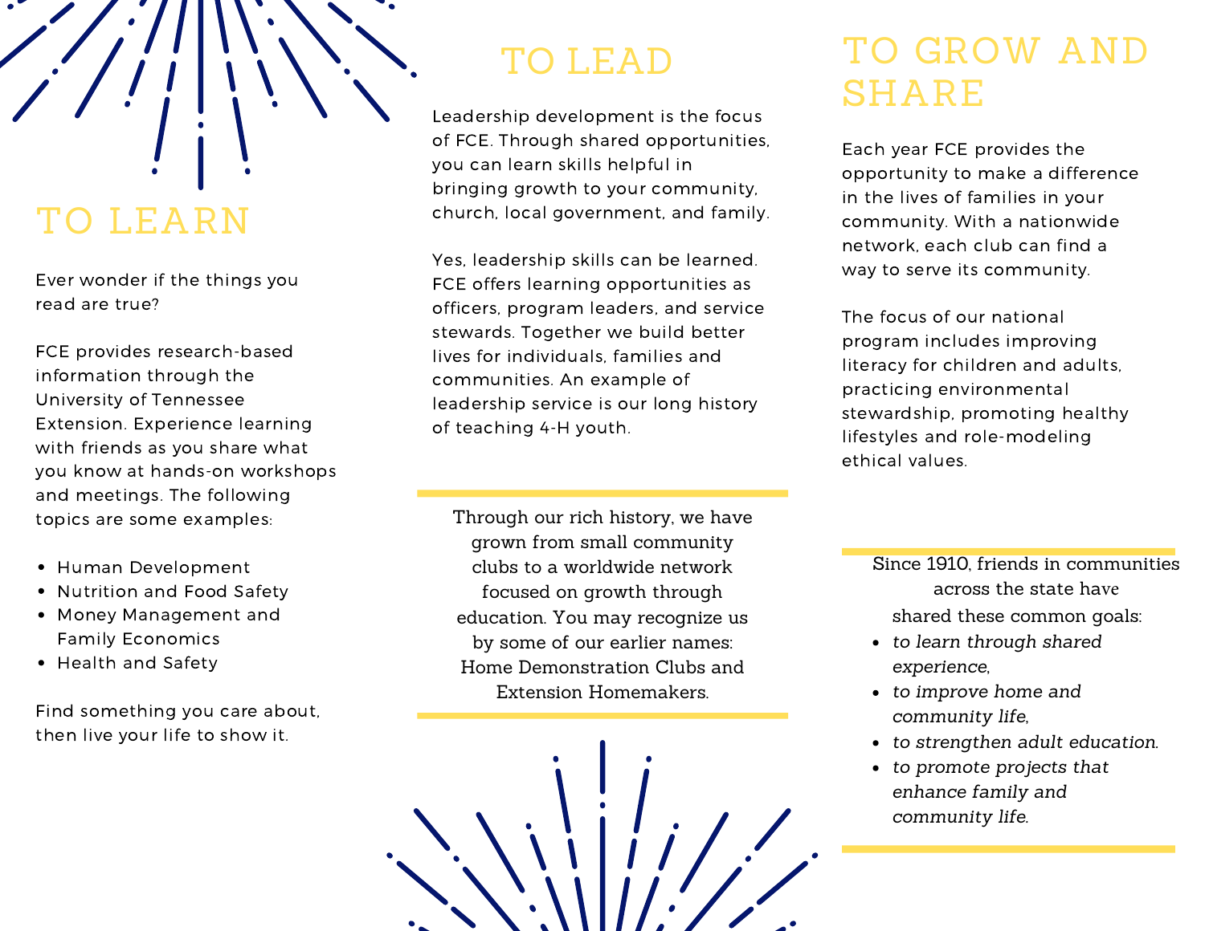## TO LEARN

Ever wonder if the things you read are true?

FCE provides research-based information through the University of Tennessee Extension. Experience learning with friends as you share what you know at hands-on workshops and meetings. The following topics are some examples:

- Human Development
- Nutrition and Food Safety
- Money Management and Family Economics
- Health and Safety

Find something you care about, then live your life to show it.

## TO LEAD

Leadership development is the focus of FCE. Through shared opportunities, you can learn skills helpful in bringing growth to your community, church, local government, and family.

Yes, leadership skills can be learned. FCE offers learning opportunities as officers, program leaders, and service stewards. Together we build better lives for individuals, families and communities. An example of leadership service is our long history of teaching 4-H youth.

Through our rich history, we have grown from small community clubs to a worldwide network focused on growth through education. You may recognize us by some of our earlier names: Home Demonstration Clubs and Extension Homemakers.

## TO GROW AND SHARE

Each year FCE provides the opportunity to make a difference in the lives of families in your community. With a nationwide network, each club can find a way to serve its community.

The focus of our national program includes improving literacy for children and adults, practicing environmental stewardship, promoting healthy lifestyles and role-modeling ethical values.

Since 1910, friends in communities across the state have shared these common goals:

- *to learn through shared experience*,
- *to improve home and community life*,
- *to strengthen adult education.*
- *to promote projects that enhance family and community life.*